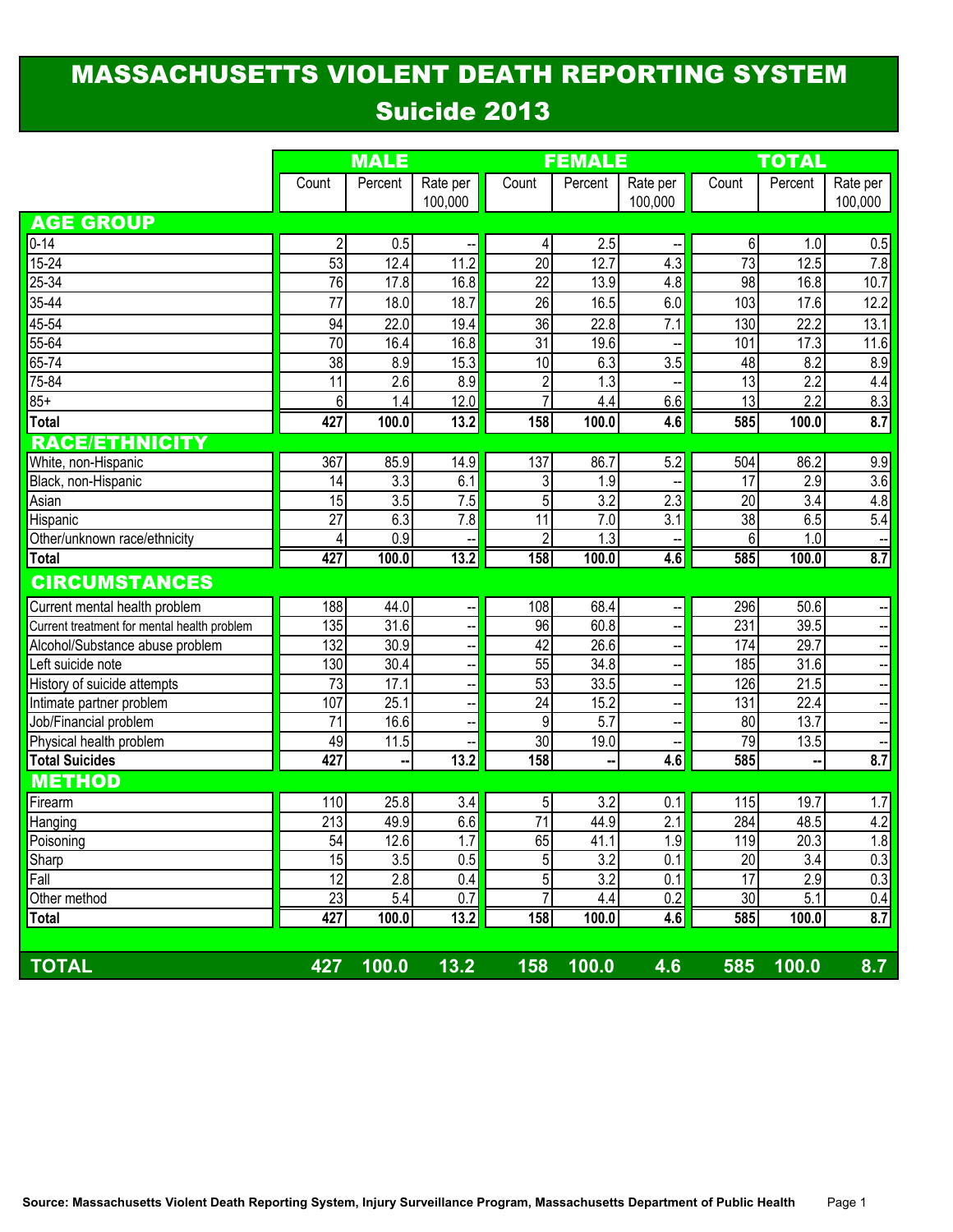# MASSACHUSETTS VIOLENT DEATH REPORTING SYSTEM
## Suicide 2013

| | MALE | | | FEMALE | | | TOTAL | | |
|---|---|---|---|---|---|---|---|---|---|
| | Count | Percent | Rate per 100,000 | Count | Percent | Rate per 100,000 | Count | Percent | Rate per 100,000 |
| **AGE GROUP** | | | | | | | | | |
| 0-14 | 2 | 0.5 | -- | 4 | 2.5 | -- | 6 | 1.0 | 0.5 |
| 15-24 | 53 | 12.4 | 11.2 | 20 | 12.7 | 4.3 | 73 | 12.5 | 7.8 |
| 25-34 | 76 | 17.8 | 16.8 | 22 | 13.9 | 4.8 | 98 | 16.8 | 10.7 |
| 35-44 | 77 | 18.0 | 18.7 | 26 | 16.5 | 6.0 | 103 | 17.6 | 12.2 |
| 45-54 | 94 | 22.0 | 19.4 | 36 | 22.8 | 7.1 | 130 | 22.2 | 13.1 |
| 55-64 | 70 | 16.4 | 16.8 | 31 | 19.6 | -- | 101 | 17.3 | 11.6 |
| 65-74 | 38 | 8.9 | 15.3 | 10 | 6.3 | 3.5 | 48 | 8.2 | 8.9 |
| 75-84 | 11 | 2.6 | 8.9 | 2 | 1.3 | -- | 13 | 2.2 | 4.4 |
| 85+ | 6 | 1.4 | 12.0 | 7 | 4.4 | 6.6 | 13 | 2.2 | 8.3 |
| **Total** | **427** | **100.0** | **13.2** | **158** | **100.0** | **4.6** | **585** | **100.0** | **8.7** |
| **RACE/ETHNICITY** | | | | | | | | | |
| White, non-Hispanic | 367 | 85.9 | 14.9 | 137 | 86.7 | 5.2 | 504 | 86.2 | 9.9 |
| Black, non-Hispanic | 14 | 3.3 | 6.1 | 3 | 1.9 | -- | 17 | 2.9 | 3.6 |
| Asian | 15 | 3.5 | 7.5 | 5 | 3.2 | 2.3 | 20 | 3.4 | 4.8 |
| Hispanic | 27 | 6.3 | 7.8 | 11 | 7.0 | 3.1 | 38 | 6.5 | 5.4 |
| Other/unknown race/ethnicity | 4 | 0.9 | -- | 2 | 1.3 | -- | 6 | 1.0 | -- |
| **Total** | **427** | **100.0** | **13.2** | **158** | **100.0** | **4.6** | **585** | **100.0** | **8.7** |
| **CIRCUMSTANCES** | | | | | | | | | |
| Current mental health problem | 188 | 44.0 | -- | 108 | 68.4 | -- | 296 | 50.6 | -- |
| Current treatment for mental health problem | 135 | 31.6 | -- | 96 | 60.8 | -- | 231 | 39.5 | -- |
| Alcohol/Substance abuse problem | 132 | 30.9 | -- | 42 | 26.6 | -- | 174 | 29.7 | -- |
| Left suicide note | 130 | 30.4 | -- | 55 | 34.8 | -- | 185 | 31.6 | -- |
| History of suicide attempts | 73 | 17.1 | -- | 53 | 33.5 | -- | 126 | 21.5 | -- |
| Intimate partner problem | 107 | 25.1 | -- | 24 | 15.2 | -- | 131 | 22.4 | -- |
| Job/Financial problem | 71 | 16.6 | -- | 9 | 5.7 | -- | 80 | 13.7 | -- |
| Physical health problem | 49 | 11.5 | -- | 30 | 19.0 | -- | 79 | 13.5 | -- |
| **Total Suicides** | **427** | **--** | **13.2** | **158** | **--** | **4.6** | **585** | **--** | **8.7** |
| **METHOD** | | | | | | | | | |
| Firearm | 110 | 25.8 | 3.4 | 5 | 3.2 | 0.1 | 115 | 19.7 | 1.7 |
| Hanging | 213 | 49.9 | 6.6 | 71 | 44.9 | 2.1 | 284 | 48.5 | 4.2 |
| Poisoning | 54 | 12.6 | 1.7 | 65 | 41.1 | 1.9 | 119 | 20.3 | 1.8 |
| Sharp | 15 | 3.5 | 0.5 | 5 | 3.2 | 0.1 | 20 | 3.4 | 0.3 |
| Fall | 12 | 2.8 | 0.4 | 5 | 3.2 | 0.1 | 17 | 2.9 | 0.3 |
| Other method | 23 | 5.4 | 0.7 | 7 | 4.4 | 0.2 | 30 | 5.1 | 0.4 |
| **Total** | **427** | **100.0** | **13.2** | **158** | **100.0** | **4.6** | **585** | **100.0** | **8.7** |
| **TOTAL** | **427** | **100.0** | **13.2** | **158** | **100.0** | **4.6** | **585** | **100.0** | **8.7** |

**Source: Massachusetts Violent Death Reporting System, Injury Surveillance Program, Massachusetts Department of Public Health**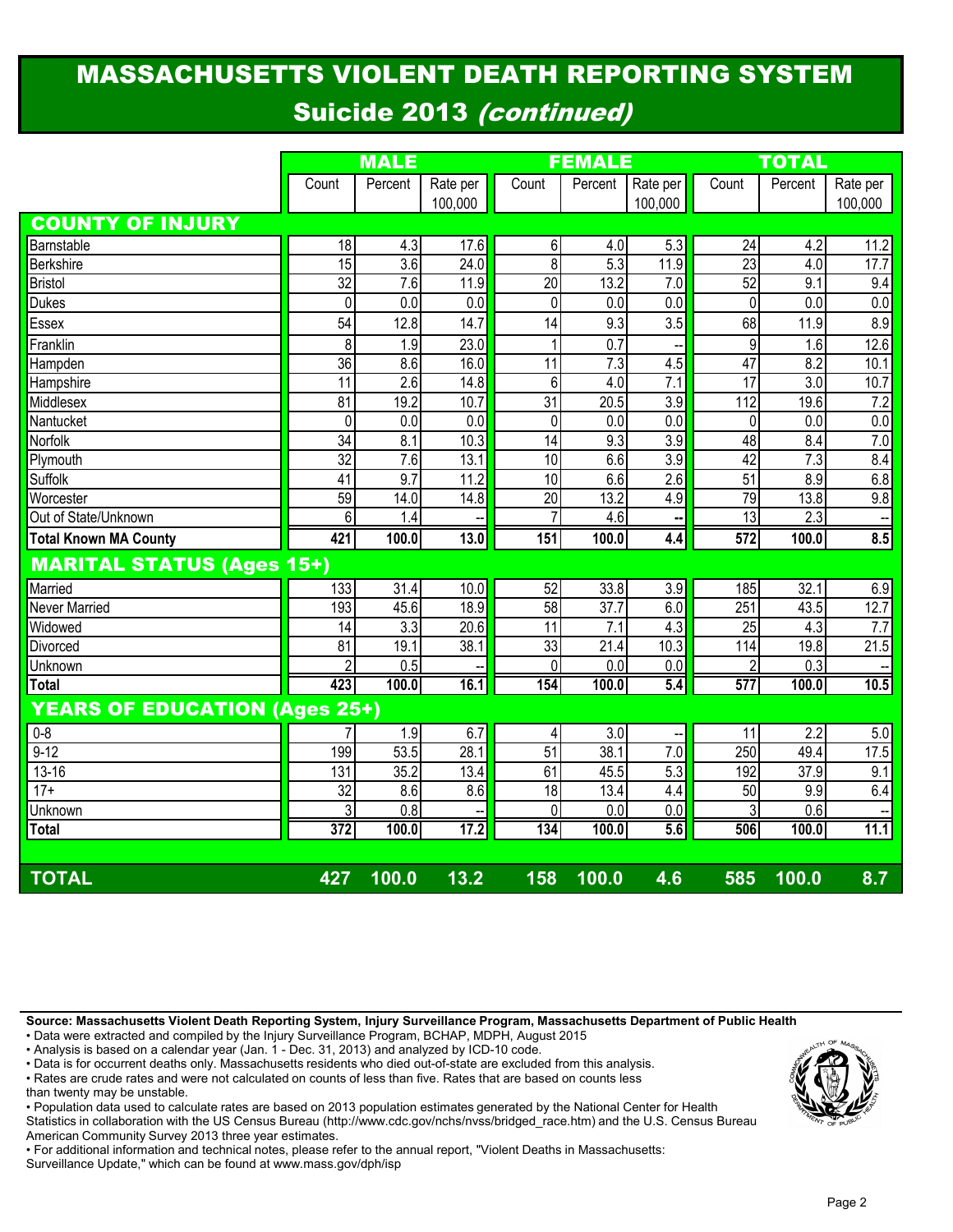# MASSACHUSETTS VIOLENT DEATH REPORTING SYSTEM

## Suicide 2013 *(continued)*

| | MALE | | | FEMALE | | | TOTAL | | |
|---|---|---|---|---|---|---|---|---|---|
| | Count | Percent | Rate per 100,000 | Count | Percent | Rate per 100,000 | Count | Percent | Rate per 100,000 |
| **COUNTY OF INJURY** | | | | | | | | | |
| Barnstable | 18 | 4.3 | 17.6 | 6 | 4.0 | 5.3 | 24 | 4.2 | 11.2 |
| Berkshire | 15 | 3.6 | 24.0 | 8 | 5.3 | 11.9 | 23 | 4.0 | 17.7 |
| Bristol | 32 | 7.6 | 11.9 | 20 | 13.2 | 7.0 | 52 | 9.1 | 9.4 |
| Dukes | 0 | 0.0 | 0.0 | 0 | 0.0 | 0.0 | 0 | 0.0 | 0.0 |
| Essex | 54 | 12.8 | 14.7 | 14 | 9.3 | 3.5 | 68 | 11.9 | 8.9 |
| Franklin | 8 | 1.9 | 23.0 | 1 | 0.7 | -- | 9 | 1.6 | 12.6 |
| Hampden | 36 | 8.6 | 16.0 | 11 | 7.3 | 4.5 | 47 | 8.2 | 10.1 |
| Hampshire | 11 | 2.6 | 14.8 | 6 | 4.0 | 7.1 | 17 | 3.0 | 10.7 |
| Middlesex | 81 | 19.2 | 10.7 | 31 | 20.5 | 3.9 | 112 | 19.6 | 7.2 |
| Nantucket | 0 | 0.0 | 0.0 | 0 | 0.0 | 0.0 | 0 | 0.0 | 0.0 |
| Norfolk | 34 | 8.1 | 10.3 | 14 | 9.3 | 3.9 | 48 | 8.4 | 7.0 |
| Plymouth | 32 | 7.6 | 13.1 | 10 | 6.6 | 3.9 | 42 | 7.3 | 8.4 |
| Suffolk | 41 | 9.7 | 11.2 | 10 | 6.6 | 2.6 | 51 | 8.9 | 6.8 |
| Worcester | 59 | 14.0 | 14.8 | 20 | 13.2 | 4.9 | 79 | 13.8 | 9.8 |
| Out of State/Unknown | 6 | 1.4 | -- | 7 | 4.6 | -- | 13 | 2.3 | -- |
| **Total Known MA County** | **421** | **100.0** | **13.0** | **151** | **100.0** | **4.4** | **572** | **100.0** | **8.5** |
| **MARITAL STATUS (Ages 15+)** | | | | | | | | | |
| Married | 133 | 31.4 | 10.0 | 52 | 33.8 | 3.9 | 185 | 32.1 | 6.9 |
| Never Married | 193 | 45.6 | 18.9 | 58 | 37.7 | 6.0 | 251 | 43.5 | 12.7 |
| Widowed | 14 | 3.3 | 20.6 | 11 | 7.1 | 4.3 | 25 | 4.3 | 7.7 |
| Divorced | 81 | 19.1 | 38.1 | 33 | 21.4 | 10.3 | 114 | 19.8 | 21.5 |
| Unknown | 2 | 0.5 | -- | 0 | 0.0 | 0.0 | 2 | 0.3 | -- |
| **Total** | **423** | **100.0** | **16.1** | **154** | **100.0** | **5.4** | **577** | **100.0** | **10.5** |
| **YEARS OF EDUCATION (Ages 25+)** | | | | | | | | | |
| 0-8 | 7 | 1.9 | 6.7 | 4 | 3.0 | -- | 11 | 2.2 | 5.0 |
| 9-12 | 199 | 53.5 | 28.1 | 51 | 38.1 | 7.0 | 250 | 49.4 | 17.5 |
| 13-16 | 131 | 35.2 | 13.4 | 61 | 45.5 | 5.3 | 192 | 37.9 | 9.1 |
| 17+ | 32 | 8.6 | 8.6 | 18 | 13.4 | 4.4 | 50 | 9.9 | 6.4 |
| Unknown | 3 | 0.8 | -- | 0 | 0.0 | 0.0 | 3 | 0.6 | -- |
| **Total** | **372** | **100.0** | **17.2** | **134** | **100.0** | **5.6** | **506** | **100.0** | **11.1** |
| **TOTAL** | **427** | **100.0** | **13.2** | **158** | **100.0** | **4.6** | **585** | **100.0** | **8.7** |

**Source: Massachusetts Violent Death Reporting System, Injury Surveillance Program, Massachusetts Department of Public Health**

- Data were extracted and compiled by the Injury Surveillance Program, BCHAP, MDPH, August 2015
- Analysis is based on a calendar year (Jan. 1 - Dec. 31, 2013) and analyzed by ICD-10 code.
- Data is for occurrent deaths only. Massachusetts residents who died out-of-state are excluded from this analysis.
- Rates are crude rates and were not calculated on counts of less than five. Rates that are based on counts less than twenty may be unstable.
- Population data used to calculate rates are based on 2013 population estimates generated by the National Center for Health Statistics in collaboration with the US Census Bureau (http://www.cdc.gov/nchs/nvss/bridged_race.htm) and the U.S. Census Bureau American Community Survey 2013 three year estimates.
- For additional information and technical notes, please refer to the annual report, "Violent Deaths in Massachusetts: Surveillance Update," which can be found at www.mass.gov/dph/isp